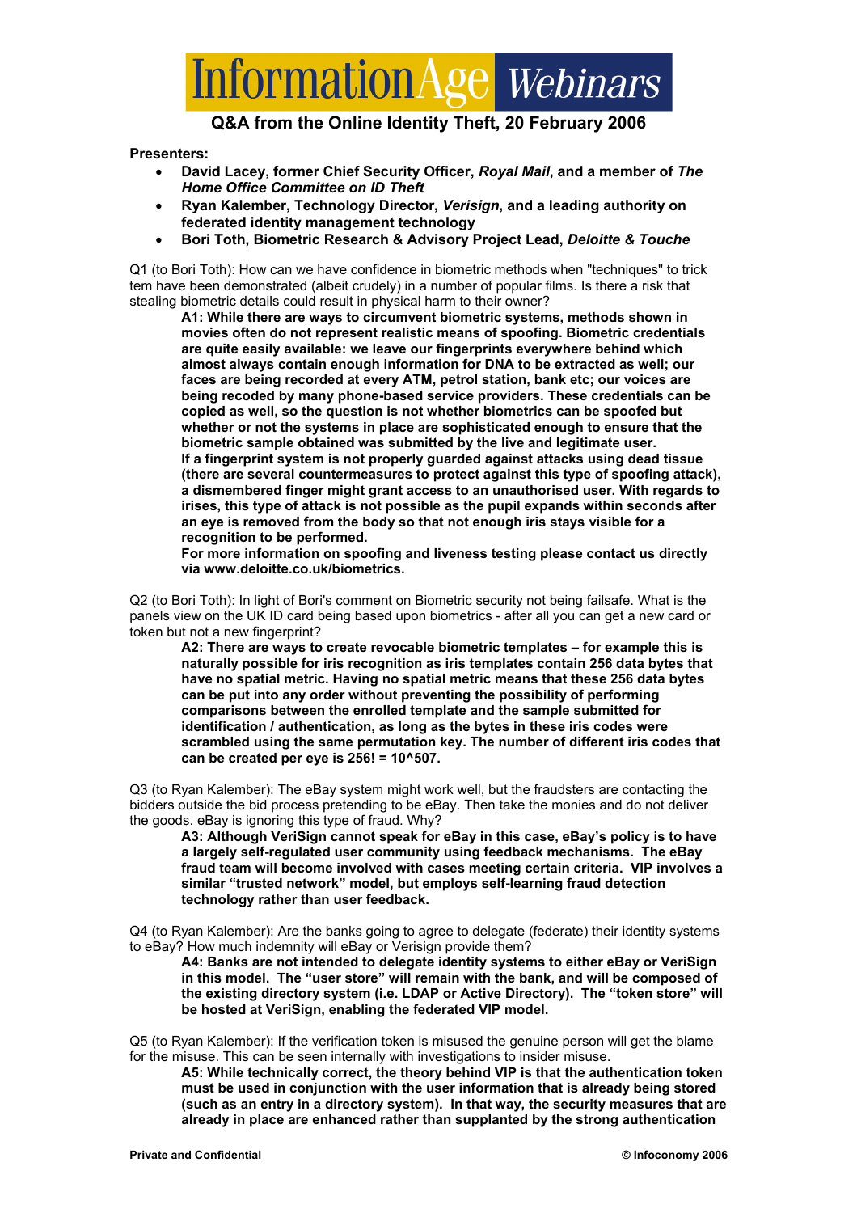# InformationAge Webinars

## Q&A from the Online Identity Theft, 20 February 2006

**Presenters:**

- **David Lacey, former Chief Security Officer, *Royal Mail*, and a member of *The Home Office Committee on ID Theft***
- **Ryan Kalember, Technology Director, *Verisign*, and a leading authority on federated identity management technology**
- **Bori Toth, Biometric Research & Advisory Project Lead, *Deloitte & Touche***

Q1 (to Bori Toth): How can we have confidence in biometric methods when "techniques" to trick tem have been demonstrated (albeit crudely) in a number of popular films. Is there a risk that stealing biometric details could result in physical harm to their owner?

> **A1: While there are ways to circumvent biometric systems, methods shown in movies often do not represent realistic means of spoofing. Biometric credentials are quite easily available: we leave our fingerprints everywhere behind which almost always contain enough information for DNA to be extracted as well; our faces are being recorded at every ATM, petrol station, bank etc; our voices are being recoded by many phone-based service providers. These credentials can be copied as well, so the question is not whether biometrics can be spoofed but whether or not the systems in place are sophisticated enough to ensure that the biometric sample obtained was submitted by the live and legitimate user.**
>
> **If a fingerprint system is not properly guarded against attacks using dead tissue (there are several countermeasures to protect against this type of spoofing attack), a dismembered finger might grant access to an unauthorised user. With regards to irises, this type of attack is not possible as the pupil expands within seconds after an eye is removed from the body so that not enough iris stays visible for a recognition to be performed.**
>
> **For more information on spoofing and liveness testing please contact us directly via www.deloitte.co.uk/biometrics.**

Q2 (to Bori Toth): In light of Bori's comment on Biometric security not being failsafe. What is the panels view on the UK ID card being based upon biometrics - after all you can get a new card or token but not a new fingerprint?

> **A2: There are ways to create revocable biometric templates – for example this is naturally possible for iris recognition as iris templates contain 256 data bytes that have no spatial metric. Having no spatial metric means that these 256 data bytes can be put into any order without preventing the possibility of performing comparisons between the enrolled template and the sample submitted for identification / authentication, as long as the bytes in these iris codes were scrambled using the same permutation key. The number of different iris codes that can be created per eye is 256! = 10^507.**

Q3 (to Ryan Kalember): The eBay system might work well, but the fraudsters are contacting the bidders outside the bid process pretending to be eBay. Then take the monies and do not deliver the goods. eBay is ignoring this type of fraud. Why?

> **A3: Although VeriSign cannot speak for eBay in this case, eBay's policy is to have a largely self-regulated user community using feedback mechanisms. The eBay fraud team will become involved with cases meeting certain criteria. VIP involves a similar "trusted network" model, but employs self-learning fraud detection technology rather than user feedback.**

Q4 (to Ryan Kalember): Are the banks going to agree to delegate (federate) their identity systems to eBay? How much indemnity will eBay or Verisign provide them?

> **A4: Banks are not intended to delegate identity systems to either eBay or VeriSign in this model. The "user store" will remain with the bank, and will be composed of the existing directory system (i.e. LDAP or Active Directory). The "token store" will be hosted at VeriSign, enabling the federated VIP model.**

Q5 (to Ryan Kalember): If the verification token is misused the genuine person will get the blame for the misuse. This can be seen internally with investigations to insider misuse.

> **A5: While technically correct, the theory behind VIP is that the authentication token must be used in conjunction with the user information that is already being stored (such as an entry in a directory system). In that way, the security measures that are already in place are enhanced rather than supplanted by the strong authentication**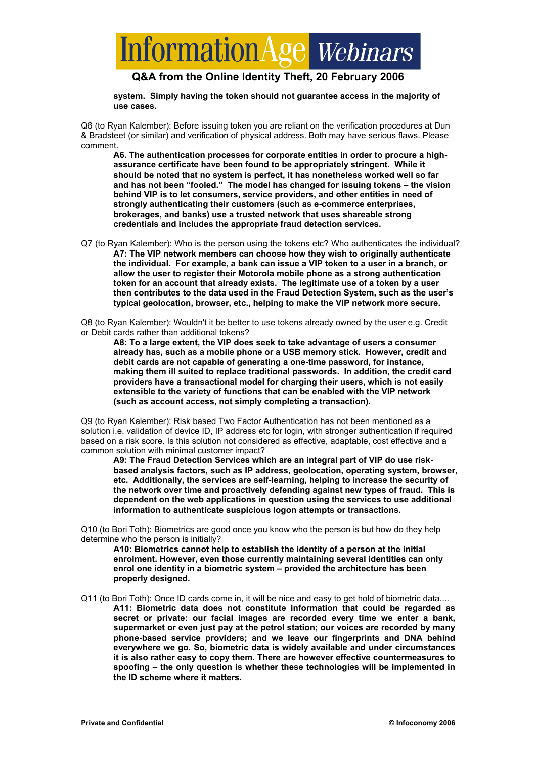**system. Simply having the token should not guarantee access in the majority of use cases.**

Q6 (to Ryan Kalember): Before issuing token you are reliant on the verification procedures at Dun & Bradsteet (or similar) and verification of physical address. Both may have serious flaws. Please comment.

**A6. The authentication processes for corporate entities in order to procure a high-assurance certificate have been found to be appropriately stringent. While it should be noted that no system is perfect, it has nonetheless worked well so far and has not been "fooled." The model has changed for issuing tokens – the vision behind VIP is to let consumers, service providers, and other entities in need of strongly authenticating their customers (such as e-commerce enterprises, brokerages, and banks) use a trusted network that uses shareable strong credentials and includes the appropriate fraud detection services.**

Q7 (to Ryan Kalember): Who is the person using the tokens etc? Who authenticates the individual?

**A7: The VIP network members can choose how they wish to originally authenticate the individual. For example, a bank can issue a VIP token to a user in a branch, or allow the user to register their Motorola mobile phone as a strong authentication token for an account that already exists. The legitimate use of a token by a user then contributes to the data used in the Fraud Detection System, such as the user's typical geolocation, browser, etc., helping to make the VIP network more secure.**

Q8 (to Ryan Kalember): Wouldn't it be better to use tokens already owned by the user e.g. Credit or Debit cards rather than additional tokens?

**A8: To a large extent, the VIP does seek to take advantage of users a consumer already has, such as a mobile phone or a USB memory stick. However, credit and debit cards are not capable of generating a one-time password, for instance, making them ill suited to replace traditional passwords. In addition, the credit card providers have a transactional model for charging their users, which is not easily extensible to the variety of functions that can be enabled with the VIP network (such as account access, not simply completing a transaction).**

Q9 (to Ryan Kalember): Risk based Two Factor Authentication has not been mentioned as a solution i.e. validation of device ID, IP address etc for login, with stronger authentication if required based on a risk score. Is this solution not considered as effective, adaptable, cost effective and a common solution with minimal customer impact?

**A9: The Fraud Detection Services which are an integral part of VIP do use risk-based analysis factors, such as IP address, geolocation, operating system, browser, etc. Additionally, the services are self-learning, helping to increase the security of the network over time and proactively defending against new types of fraud. This is dependent on the web applications in question using the services to use additional information to authenticate suspicious logon attempts or transactions.**

Q10 (to Bori Toth): Biometrics are good once you know who the person is but how do they help determine who the person is initially?

**A10: Biometrics cannot help to establish the identity of a person at the initial enrolment. However, even those currently maintaining several identities can only enrol one identity in a biometric system – provided the architecture has been properly designed.**

Q11 (to Bori Toth): Once ID cards come in, it will be nice and easy to get hold of biometric data....

**A11: Biometric data does not constitute information that could be regarded as secret or private: our facial images are recorded every time we enter a bank, supermarket or even just pay at the petrol station; our voices are recorded by many phone-based service providers; and we leave our fingerprints and DNA behind everywhere we go. So, biometric data is widely available and under circumstances it is also rather easy to copy them. There are however effective countermeasures to spoofing – the only question is whether these technologies will be implemented in the ID scheme where it matters.**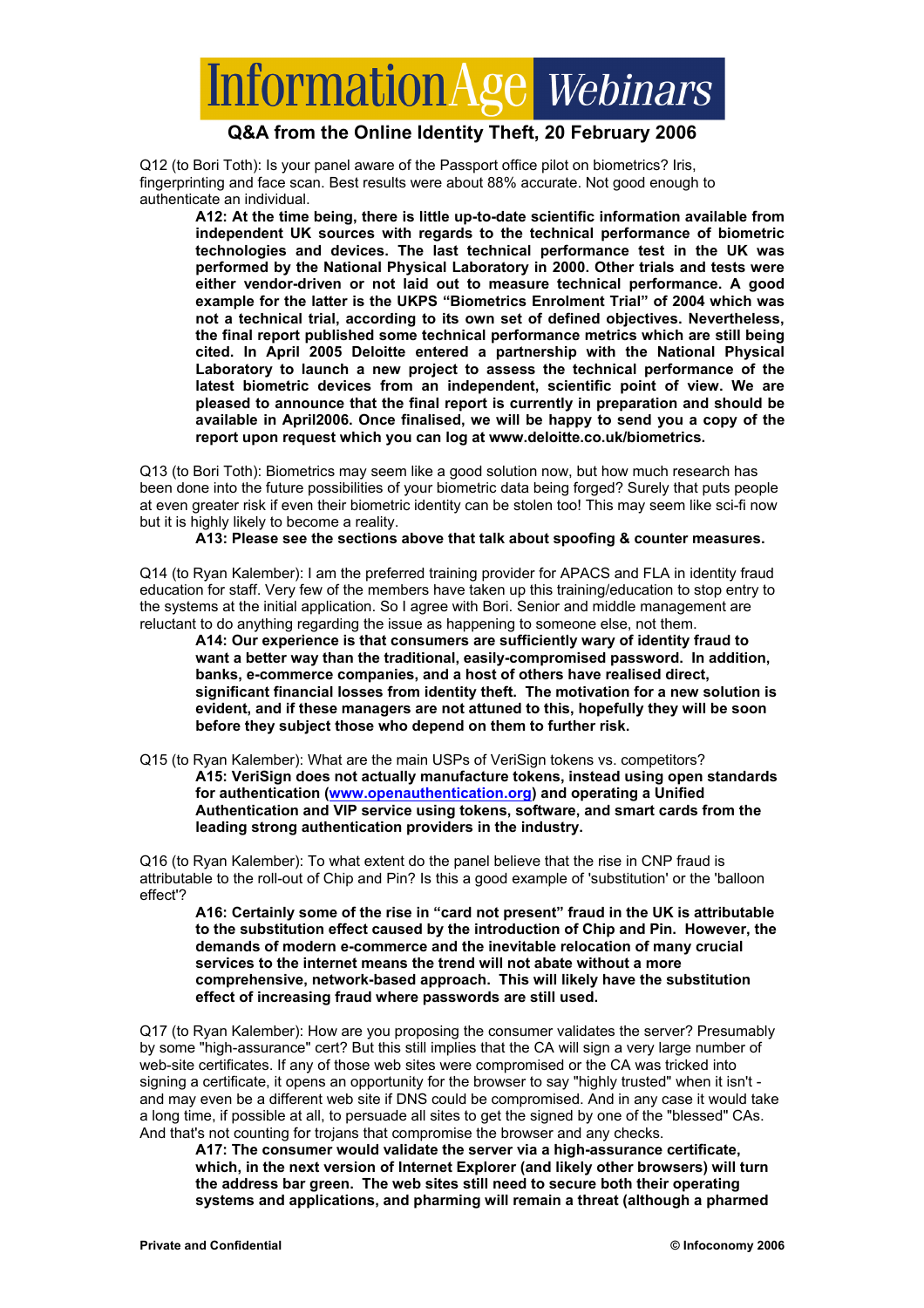# InformationAge Webinars

## Q&A from the Online Identity Theft, 20 February 2006

Q12 (to Bori Toth): Is your panel aware of the Passport office pilot on biometrics? Iris, fingerprinting and face scan. Best results were about 88% accurate. Not good enough to authenticate an individual.

> **A12: At the time being, there is little up-to-date scientific information available from independent UK sources with regards to the technical performance of biometric technologies and devices. The last technical performance test in the UK was performed by the National Physical Laboratory in 2000. Other trials and tests were either vendor-driven or not laid out to measure technical performance. A good example for the latter is the UKPS "Biometrics Enrolment Trial" of 2004 which was not a technical trial, according to its own set of defined objectives. Nevertheless, the final report published some technical performance metrics which are still being cited. In April 2005 Deloitte entered a partnership with the National Physical Laboratory to launch a new project to assess the technical performance of the latest biometric devices from an independent, scientific point of view. We are pleased to announce that the final report is currently in preparation and should be available in April2006. Once finalised, we will be happy to send you a copy of the report upon request which you can log at www.deloitte.co.uk/biometrics.**

Q13 (to Bori Toth): Biometrics may seem like a good solution now, but how much research has been done into the future possibilities of your biometric data being forged? Surely that puts people at even greater risk if even their biometric identity can be stolen too! This may seem like sci-fi now but it is highly likely to become a reality.

> **A13: Please see the sections above that talk about spoofing & counter measures.**

Q14 (to Ryan Kalember): I am the preferred training provider for APACS and FLA in identity fraud education for staff. Very few of the members have taken up this training/education to stop entry to the systems at the initial application. So I agree with Bori. Senior and middle management are reluctant to do anything regarding the issue as happening to someone else, not them.

> **A14: Our experience is that consumers are sufficiently wary of identity fraud to want a better way than the traditional, easily-compromised password. In addition, banks, e-commerce companies, and a host of others have realised direct, significant financial losses from identity theft. The motivation for a new solution is evident, and if these managers are not attuned to this, hopefully they will be soon before they subject those who depend on them to further risk.**

Q15 (to Ryan Kalember): What are the main USPs of VeriSign tokens vs. competitors?

> **A15: VeriSign does not actually manufacture tokens, instead using open standards for authentication ([www.openauthentication.org](www.openauthentication.org)) and operating a Unified Authentication and VIP service using tokens, software, and smart cards from the leading strong authentication providers in the industry.**

Q16 (to Ryan Kalember): To what extent do the panel believe that the rise in CNP fraud is attributable to the roll-out of Chip and Pin? Is this a good example of 'substitution' or the 'balloon effect'?

> **A16: Certainly some of the rise in "card not present" fraud in the UK is attributable to the substitution effect caused by the introduction of Chip and Pin. However, the demands of modern e-commerce and the inevitable relocation of many crucial services to the internet means the trend will not abate without a more comprehensive, network-based approach. This will likely have the substitution effect of increasing fraud where passwords are still used.**

Q17 (to Ryan Kalember): How are you proposing the consumer validates the server? Presumably by some "high-assurance" cert? But this still implies that the CA will sign a very large number of web-site certificates. If any of those web sites were compromised or the CA was tricked into signing a certificate, it opens an opportunity for the browser to say "highly trusted" when it isn't - and may even be a different web site if DNS could be compromised. And in any case it would take a long time, if possible at all, to persuade all sites to get the signed by one of the "blessed" CAs. And that's not counting for trojans that compromise the browser and any checks.

> **A17: The consumer would validate the server via a high-assurance certificate, which, in the next version of Internet Explorer (and likely other browsers) will turn the address bar green. The web sites still need to secure both their operating systems and applications, and pharming will remain a threat (although a pharmed**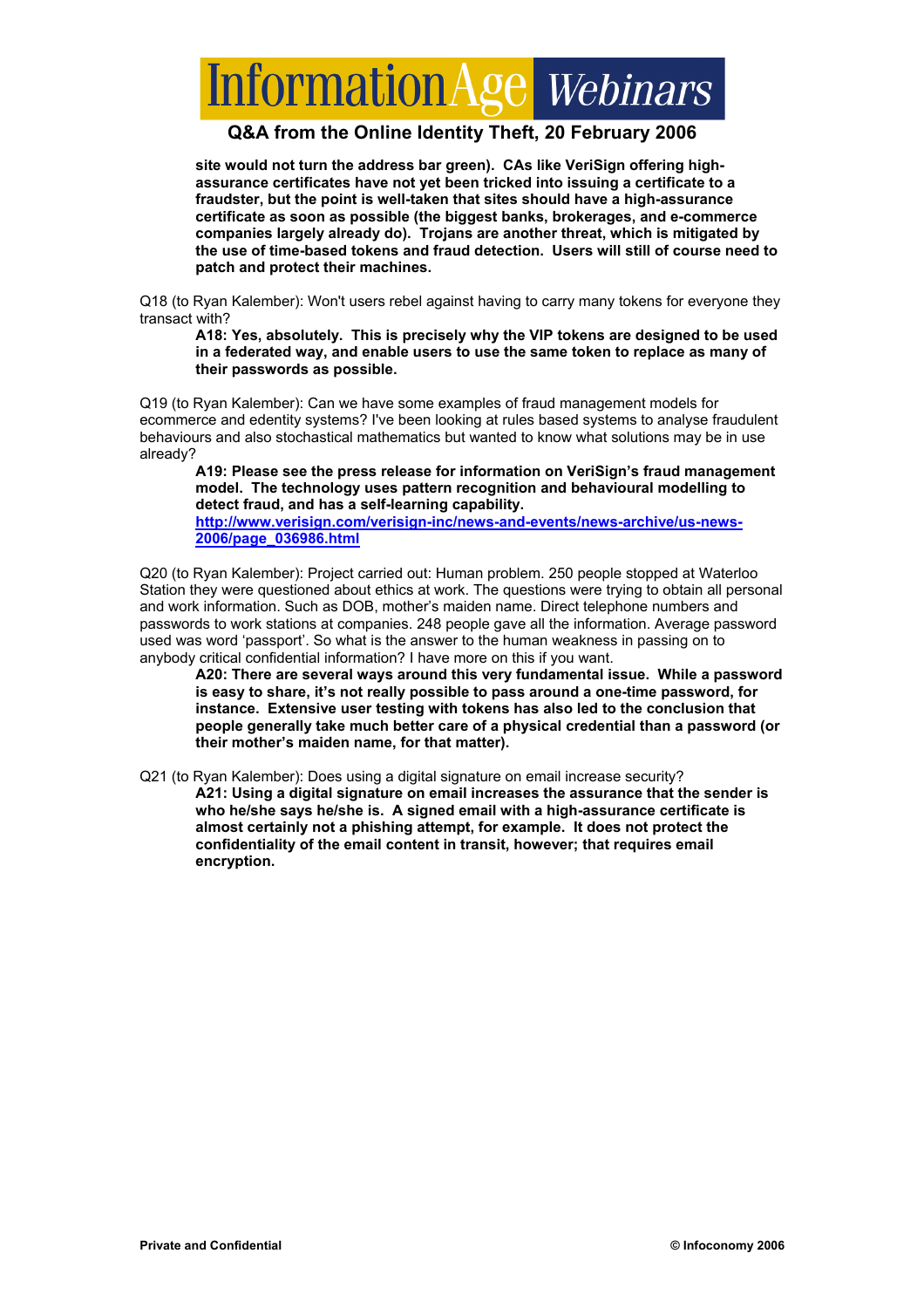**site would not turn the address bar green). CAs like VeriSign offering high-assurance certificates have not yet been tricked into issuing a certificate to a fraudster, but the point is well-taken that sites should have a high-assurance certificate as soon as possible (the biggest banks, brokerages, and e-commerce companies largely already do). Trojans are another threat, which is mitigated by the use of time-based tokens and fraud detection. Users will still of course need to patch and protect their machines.**

Q18 (to Ryan Kalember): Won't users rebel against having to carry many tokens for everyone they transact with?

**A18: Yes, absolutely. This is precisely why the VIP tokens are designed to be used in a federated way, and enable users to use the same token to replace as many of their passwords as possible.**

Q19 (to Ryan Kalember): Can we have some examples of fraud management models for ecommerce and edentity systems? I've been looking at rules based systems to analyse fraudulent behaviours and also stochastical mathematics but wanted to know what solutions may be in use already?

**A19: Please see the press release for information on VeriSign's fraud management model. The technology uses pattern recognition and behavioural modelling to detect fraud, and has a self-learning capability.**
**http://www.verisign.com/verisign-inc/news-and-events/news-archive/us-news-2006/page_036986.html**

Q20 (to Ryan Kalember): Project carried out: Human problem. 250 people stopped at Waterloo Station they were questioned about ethics at work. The questions were trying to obtain all personal and work information. Such as DOB, mother's maiden name. Direct telephone numbers and passwords to work stations at companies. 248 people gave all the information. Average password used was word 'passport'. So what is the answer to the human weakness in passing on to anybody critical confidential information? I have more on this if you want.

**A20: There are several ways around this very fundamental issue. While a password is easy to share, it's not really possible to pass around a one-time password, for instance. Extensive user testing with tokens has also led to the conclusion that people generally take much better care of a physical credential than a password (or their mother's maiden name, for that matter).**

Q21 (to Ryan Kalember): Does using a digital signature on email increase security?

**A21: Using a digital signature on email increases the assurance that the sender is who he/she says he/she is. A signed email with a high-assurance certificate is almost certainly not a phishing attempt, for example. It does not protect the confidentiality of the email content in transit, however; that requires email encryption.**